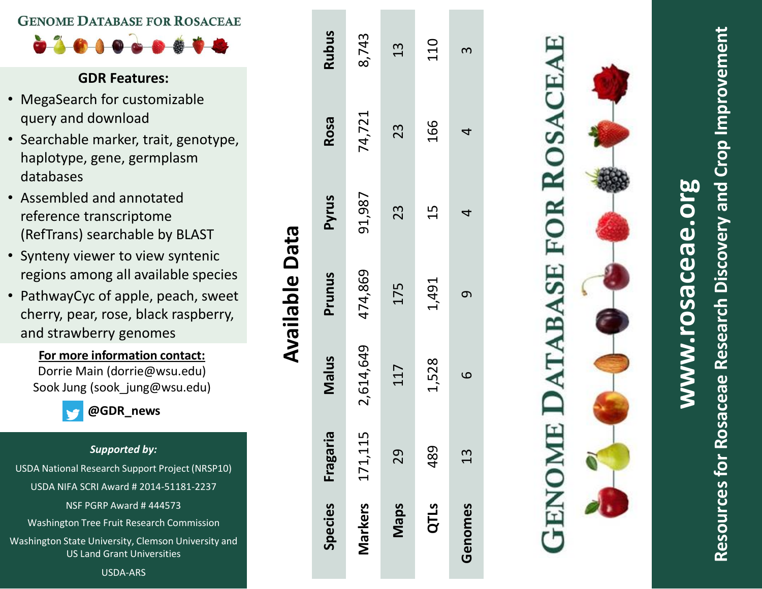# Genome Database for Rosaceae

## GDR Features:

- MegaSearch for customizable query and download
- Searchable marker, trait, genotype, haplotype, gene, germplasm databases
- Assembled and annotated reference transcriptome (RefTrans) searchable by BLAST
- Synteny viewer to view syntenic regions among all available species
- PathwayCyc of apple, peach, sweet cherry, pear, rose, black raspberry, and strawberry genomes

**For more information contact:**

Dorrie Main (dorrie@wsu.edu)
Sook Jung (sook_jung@wsu.edu)

**@GDR_news**

***Supported by:***

USDA National Research Support Project (NRSP10)

USDA NIFA SCRI Award # 2014-51181-2237

NSF PGRP Award # 444573

Washington Tree Fruit Research Commission

Washington State University, Clemson University and US Land Grant Universities

USDA-ARS

## Available Data

| Species | Fragaria | Malus | Prunus | Pyrus | Rosa | Rubus |
|---|---|---|---|---|---|---|
| Markers | 171,115 | 2,614,649 | 474,869 | 91,987 | 74,721 | 8,743 |
| Maps | 29 | 117 | 175 | 23 | 23 | 13 |
| QTLs | 489 | 1,528 | 1,491 | 15 | 166 | 110 |
| Genomes | 13 | 6 | 9 | 4 | 4 | 3 |

# Genome Database for Rosaceae

## www.rosaceae.org

Resources for Rosaceae Research Discovery and Crop Improvement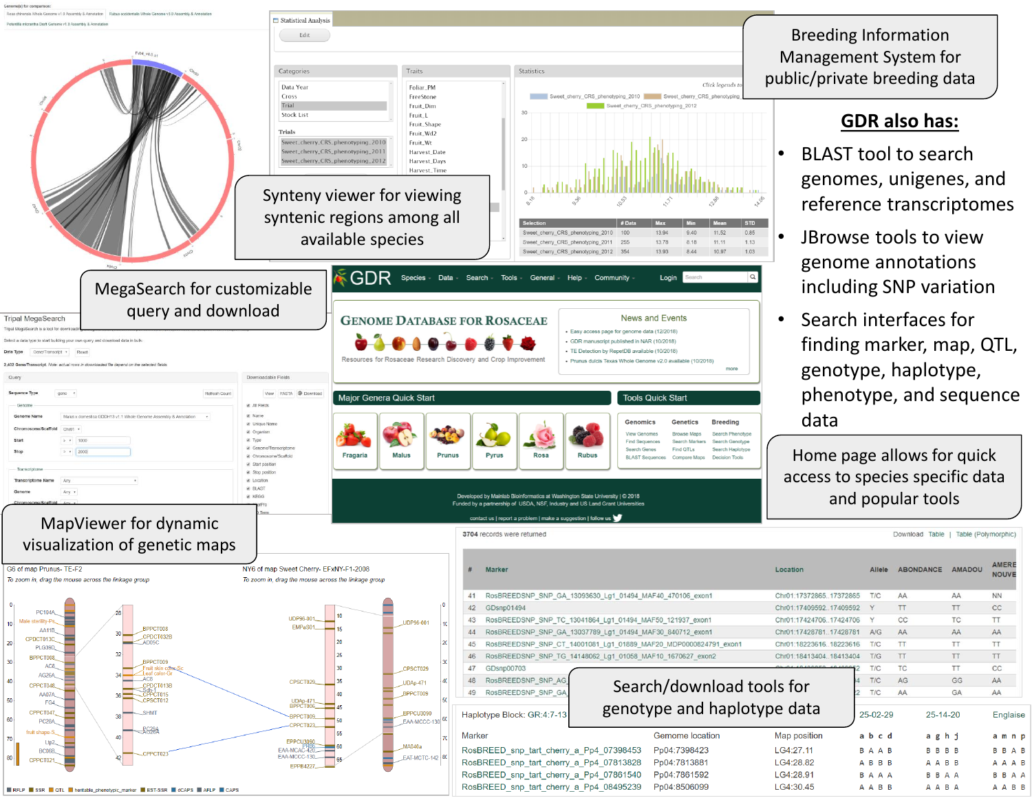Breeding Information Management System for public/private breeding data

Synteny viewer for viewing syntenic regions among all available species

MegaSearch for customizable query and download

MapViewer for dynamic visualization of genetic maps

Home page allows for quick access to species specific data and popular tools

Search/download tools for genotype and haplotype data

## GDR also has:

- BLAST tool to search genomes, unigenes, and reference transcriptomes
- JBrowse tools to view genome annotations including SNP variation
- Search interfaces for finding marker, map, QTL, genotype, haplotype, phenotype, and sequence data